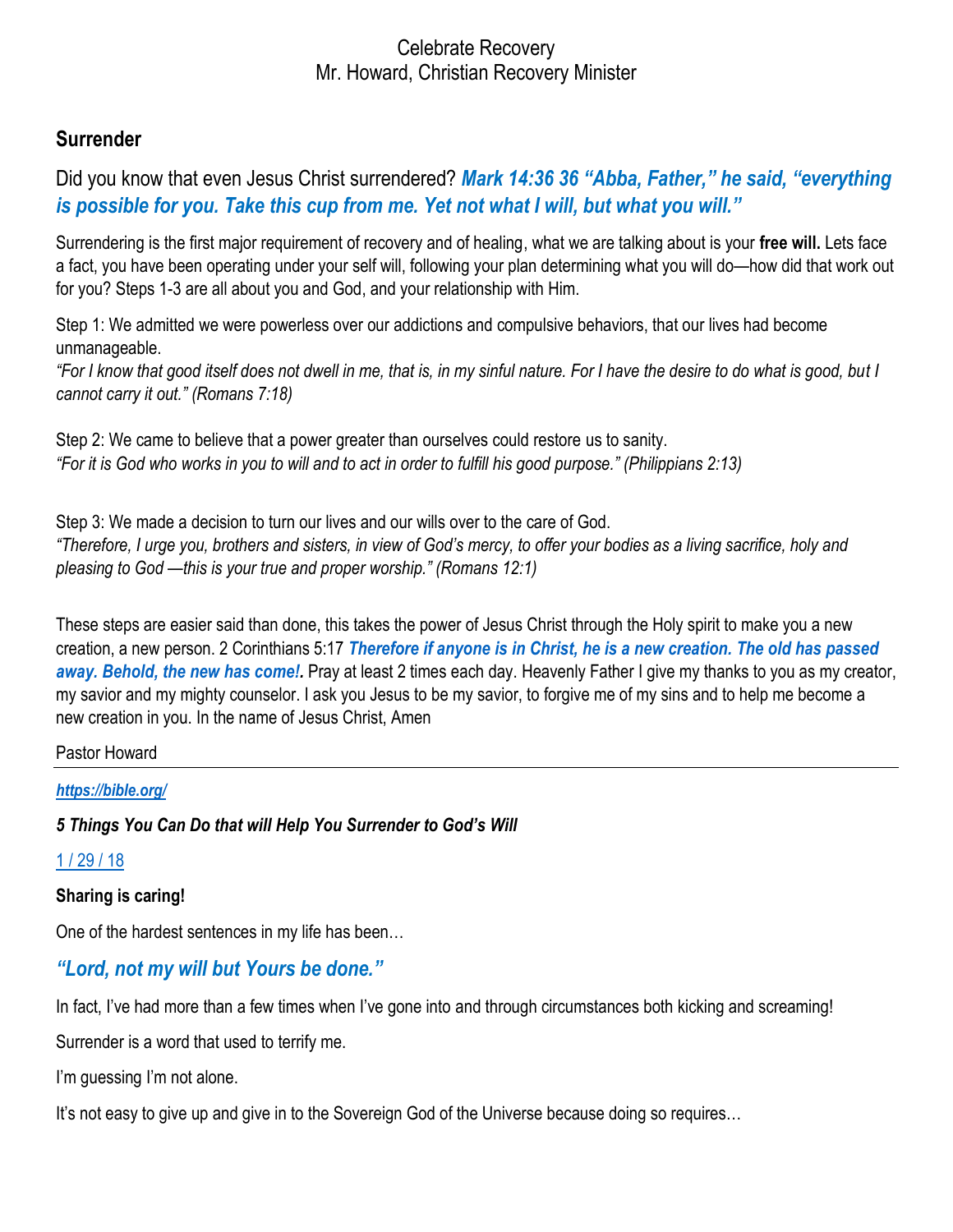Celebrate Recovery
Mr. Howard, Christian Recovery Minister

## Surrender

Did you know that even Jesus Christ surrendered? ***Mark 14:36 36 "Abba, Father," he said, "everything is possible for you. Take this cup from me. Yet not what I will, but what you will."***

Surrendering is the first major requirement of recovery and of healing, what we are talking about is your **free will.** Lets face a fact, you have been operating under your self will, following your plan determining what you will do—how did that work out for you? Steps 1-3 are all about you and God, and your relationship with Him.

Step 1: We admitted we were powerless over our addictions and compulsive behaviors, that our lives had become unmanageable.
*"For I know that good itself does not dwell in me, that is, in my sinful nature. For I have the desire to do what is good, but I cannot carry it out." (Romans 7:18)*

Step 2: We came to believe that a power greater than ourselves could restore us to sanity.
*"For it is God who works in you to will and to act in order to fulfill his good purpose." (Philippians 2:13)*

Step 3: We made a decision to turn our lives and our wills over to the care of God.
*"Therefore, I urge you, brothers and sisters, in view of God's mercy, to offer your bodies as a living sacrifice, holy and pleasing to God —this is your true and proper worship." (Romans 12:1)*

These steps are easier said than done, this takes the power of Jesus Christ through the Holy spirit to make you a new creation, a new person. 2 Corinthians 5:17 ***Therefore if anyone is in Christ, he is a new creation. The old has passed away. Behold, the new has come!.*** Pray at least 2 times each day. Heavenly Father I give my thanks to you as my creator, my savior and my mighty counselor. I ask you Jesus to be my savior, to forgive me of my sins and to help me become a new creation in you. In the name of Jesus Christ, Amen

Pastor Howard

---

***https://bible.org/***

***5 Things You Can Do that will Help You Surrender to God's Will***

1 / 29 / 18

**Sharing is caring!**

One of the hardest sentences in my life has been…

### *"Lord, not my will but Yours be done."*

In fact, I've had more than a few times when I've gone into and through circumstances both kicking and screaming!

Surrender is a word that used to terrify me.

I'm guessing I'm not alone.

It's not easy to give up and give in to the Sovereign God of the Universe because doing so requires…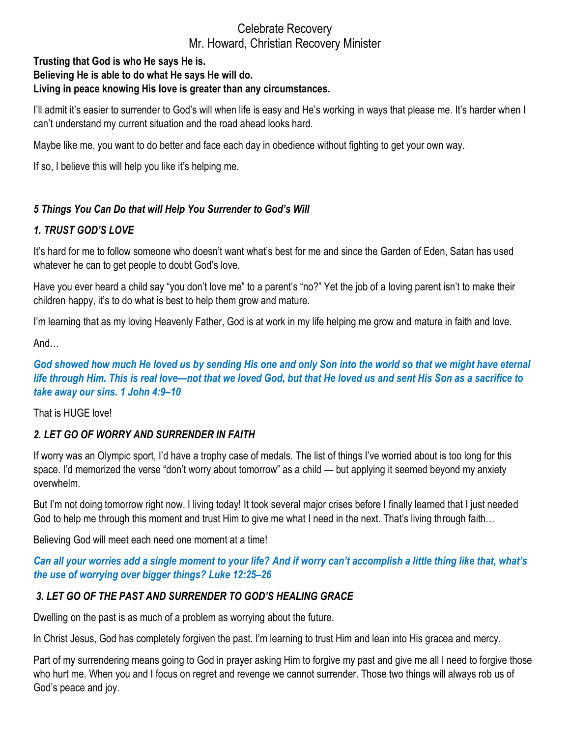Celebrate Recovery

Mr. Howard, Christian Recovery Minister

**Trusting that God is who He says He is.**
**Believing He is able to do what He says He will do.**
**Living in peace knowing His love is greater than any circumstances.**

I'll admit it's easier to surrender to God's will when life is easy and He's working in ways that please me. It's harder when I can't understand my current situation and the road ahead looks hard.

Maybe like me, you want to do better and face each day in obedience without fighting to get your own way.

If so, I believe this will help you like it's helping me.

***5 Things You Can Do that will Help You Surrender to God's Will***

***1. TRUST GOD'S LOVE***

It's hard for me to follow someone who doesn't want what's best for me and since the Garden of Eden, Satan has used whatever he can to get people to doubt God's love.

Have you ever heard a child say "you don't love me" to a parent's "no?" Yet the job of a loving parent isn't to make their children happy, it's to do what is best to help them grow and mature.

I'm learning that as my loving Heavenly Father, God is at work in my life helping me grow and mature in faith and love.

And…

***God showed how much He loved us by sending His one and only Son into the world so that we might have eternal life through Him. This is real love—not that we loved God, but that He loved us and sent His Son as a sacrifice to take away our sins. 1 John 4:9–10***

That is HUGE love!

***2. LET GO OF WORRY AND SURRENDER IN FAITH***

If worry was an Olympic sport, I'd have a trophy case of medals. The list of things I've worried about is too long for this space. I'd memorized the verse "don't worry about tomorrow" as a child — but applying it seemed beyond my anxiety overwhelm.

But I'm not doing tomorrow right now. I living today! It took several major crises before I finally learned that I just needed God to help me through this moment and trust Him to give me what I need in the next. That's living through faith…

Believing God will meet each need one moment at a time!

***Can all your worries add a single moment to your life? And if worry can't accomplish a little thing like that, what's the use of worrying over bigger things? Luke 12:25–26***

***3. LET GO OF THE PAST AND SURRENDER TO GOD'S HEALING GRACE***

Dwelling on the past is as much of a problem as worrying about the future.

In Christ Jesus, God has completely forgiven the past. I'm learning to trust Him and lean into His gracea and mercy.

Part of my surrendering means going to God in prayer asking Him to forgive my past and give me all I need to forgive those who hurt me. When you and I focus on regret and revenge we cannot surrender. Those two things will always rob us of God's peace and joy.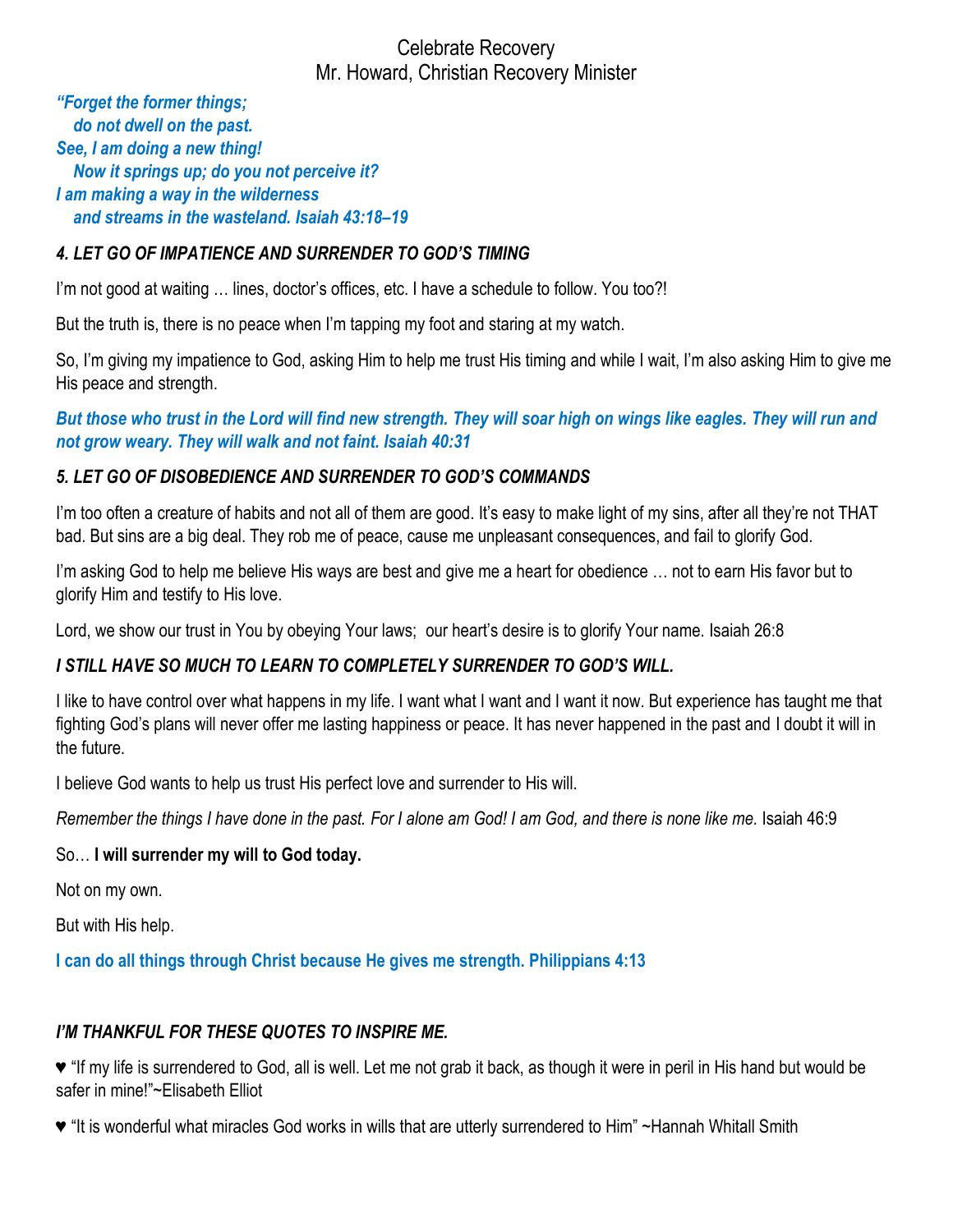Celebrate Recovery
Mr. Howard, Christian Recovery Minister

***"Forget the former things;***
***do not dwell on the past.***
***See, I am doing a new thing!***
***Now it springs up; do you not perceive it?***
***I am making a way in the wilderness***
***and streams in the wasteland. Isaiah 43:18–19***

### *4. LET GO OF IMPATIENCE AND SURRENDER TO GOD'S TIMING*

I'm not good at waiting … lines, doctor's offices, etc. I have a schedule to follow. You too?!

But the truth is, there is no peace when I'm tapping my foot and staring at my watch.

So, I'm giving my impatience to God, asking Him to help me trust His timing and while I wait, I'm also asking Him to give me His peace and strength.

***But those who trust in the Lord will find new strength. They will soar high on wings like eagles. They will run and not grow weary. They will walk and not faint. Isaiah 40:31***

### *5. LET GO OF DISOBEDIENCE AND SURRENDER TO GOD'S COMMANDS*

I'm too often a creature of habits and not all of them are good. It's easy to make light of my sins, after all they're not THAT bad. But sins are a big deal. They rob me of peace, cause me unpleasant consequences, and fail to glorify God.

I'm asking God to help me believe His ways are best and give me a heart for obedience … not to earn His favor but to glorify Him and testify to His love.

Lord, we show our trust in You by obeying Your laws; our heart's desire is to glorify Your name. Isaiah 26:8

### *I STILL HAVE SO MUCH TO LEARN TO COMPLETELY SURRENDER TO GOD'S WILL.*

I like to have control over what happens in my life. I want what I want and I want it now. But experience has taught me that fighting God's plans will never offer me lasting happiness or peace. It has never happened in the past and I doubt it will in the future.

I believe God wants to help us trust His perfect love and surrender to His will.

*Remember the things I have done in the past. For I alone am God! I am God, and there is none like me.* Isaiah 46:9

So… **I will surrender my will to God today.**

Not on my own.

But with His help.

**I can do all things through Christ because He gives me strength. Philippians 4:13**

### *I'M THANKFUL FOR THESE QUOTES TO INSPIRE ME.*

♥ "If my life is surrendered to God, all is well. Let me not grab it back, as though it were in peril in His hand but would be safer in mine!"~Elisabeth Elliot

♥ "It is wonderful what miracles God works in wills that are utterly surrendered to Him" ~Hannah Whitall Smith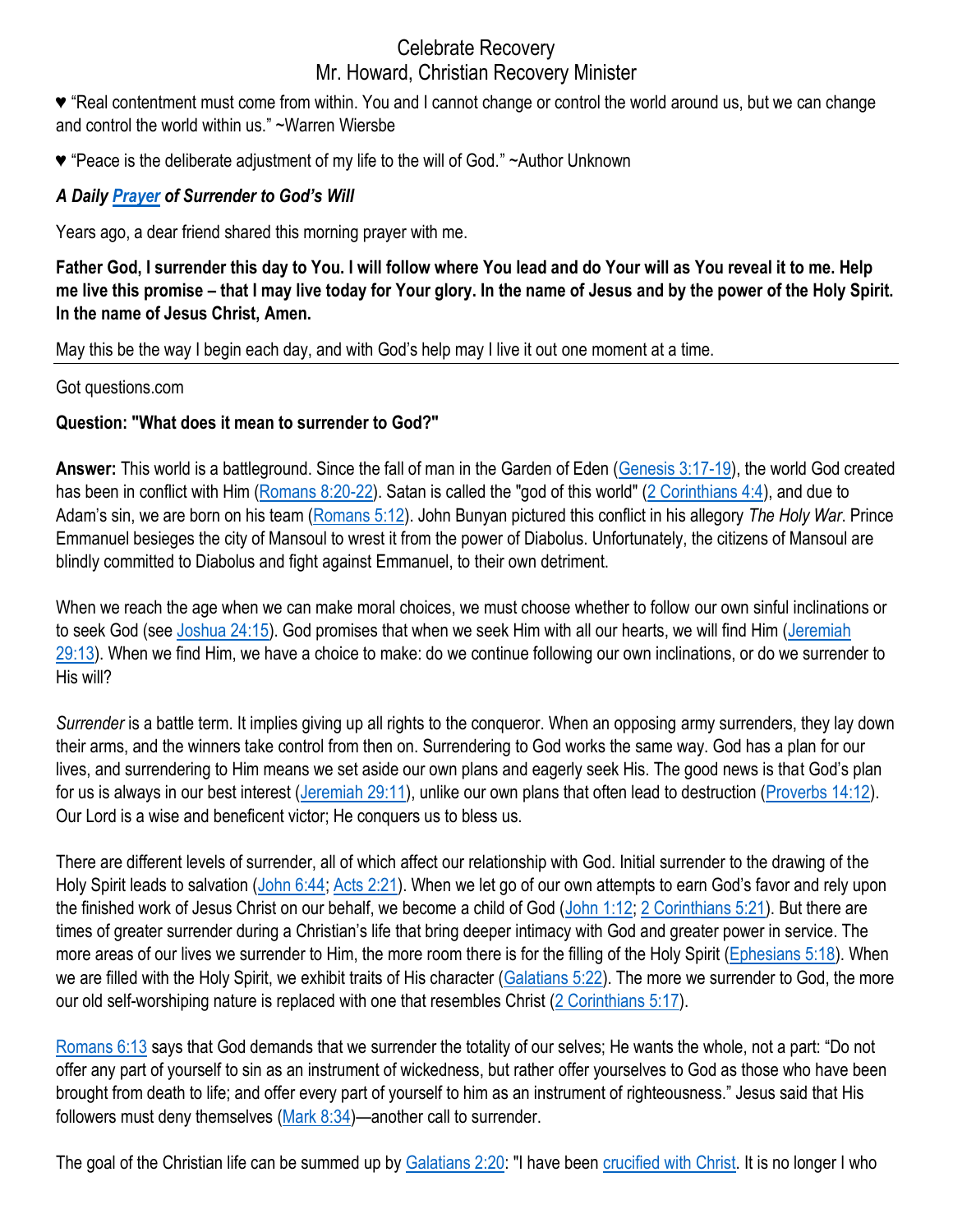Celebrate Recovery
Mr. Howard, Christian Recovery Minister

♥ “Real contentment must come from within. You and I cannot change or control the world around us, but we can change and control the world within us.” ~Warren Wiersbe

♥ “Peace is the deliberate adjustment of my life to the will of God.” ~Author Unknown

***A Daily Prayer of Surrender to God’s Will***

Years ago, a dear friend shared this morning prayer with me.

**Father God, I surrender this day to You. I will follow where You lead and do Your will as You reveal it to me. Help me live this promise – that I may live today for Your glory. In the name of Jesus and by the power of the Holy Spirit. In the name of Jesus Christ, Amen.**

May this be the way I begin each day, and with God’s help may I live it out one moment at a time.

---

Got questions.com

**Question: "What does it mean to surrender to God?"**

**Answer:** This world is a battleground. Since the fall of man in the Garden of Eden (Genesis 3:17-19), the world God created has been in conflict with Him (Romans 8:20-22). Satan is called the "god of this world" (2 Corinthians 4:4), and due to Adam’s sin, we are born on his team (Romans 5:12). John Bunyan pictured this conflict in his allegory *The Holy War*. Prince Emmanuel besieges the city of Mansoul to wrest it from the power of Diabolus. Unfortunately, the citizens of Mansoul are blindly committed to Diabolus and fight against Emmanuel, to their own detriment.

When we reach the age when we can make moral choices, we must choose whether to follow our own sinful inclinations or to seek God (see Joshua 24:15). God promises that when we seek Him with all our hearts, we will find Him (Jeremiah 29:13). When we find Him, we have a choice to make: do we continue following our own inclinations, or do we surrender to His will?

*Surrender* is a battle term. It implies giving up all rights to the conqueror. When an opposing army surrenders, they lay down their arms, and the winners take control from then on. Surrendering to God works the same way. God has a plan for our lives, and surrendering to Him means we set aside our own plans and eagerly seek His. The good news is that God’s plan for us is always in our best interest (Jeremiah 29:11), unlike our own plans that often lead to destruction (Proverbs 14:12). Our Lord is a wise and beneficent victor; He conquers us to bless us.

There are different levels of surrender, all of which affect our relationship with God. Initial surrender to the drawing of the Holy Spirit leads to salvation (John 6:44; Acts 2:21). When we let go of our own attempts to earn God’s favor and rely upon the finished work of Jesus Christ on our behalf, we become a child of God (John 1:12; 2 Corinthians 5:21). But there are times of greater surrender during a Christian’s life that bring deeper intimacy with God and greater power in service. The more areas of our lives we surrender to Him, the more room there is for the filling of the Holy Spirit (Ephesians 5:18). When we are filled with the Holy Spirit, we exhibit traits of His character (Galatians 5:22). The more we surrender to God, the more our old self-worshiping nature is replaced with one that resembles Christ (2 Corinthians 5:17).

Romans 6:13 says that God demands that we surrender the totality of our selves; He wants the whole, not a part: “Do not offer any part of yourself to sin as an instrument of wickedness, but rather offer yourselves to God as those who have been brought from death to life; and offer every part of yourself to him as an instrument of righteousness.” Jesus said that His followers must deny themselves (Mark 8:34)—another call to surrender.

The goal of the Christian life can be summed up by Galatians 2:20: "I have been crucified with Christ. It is no longer I who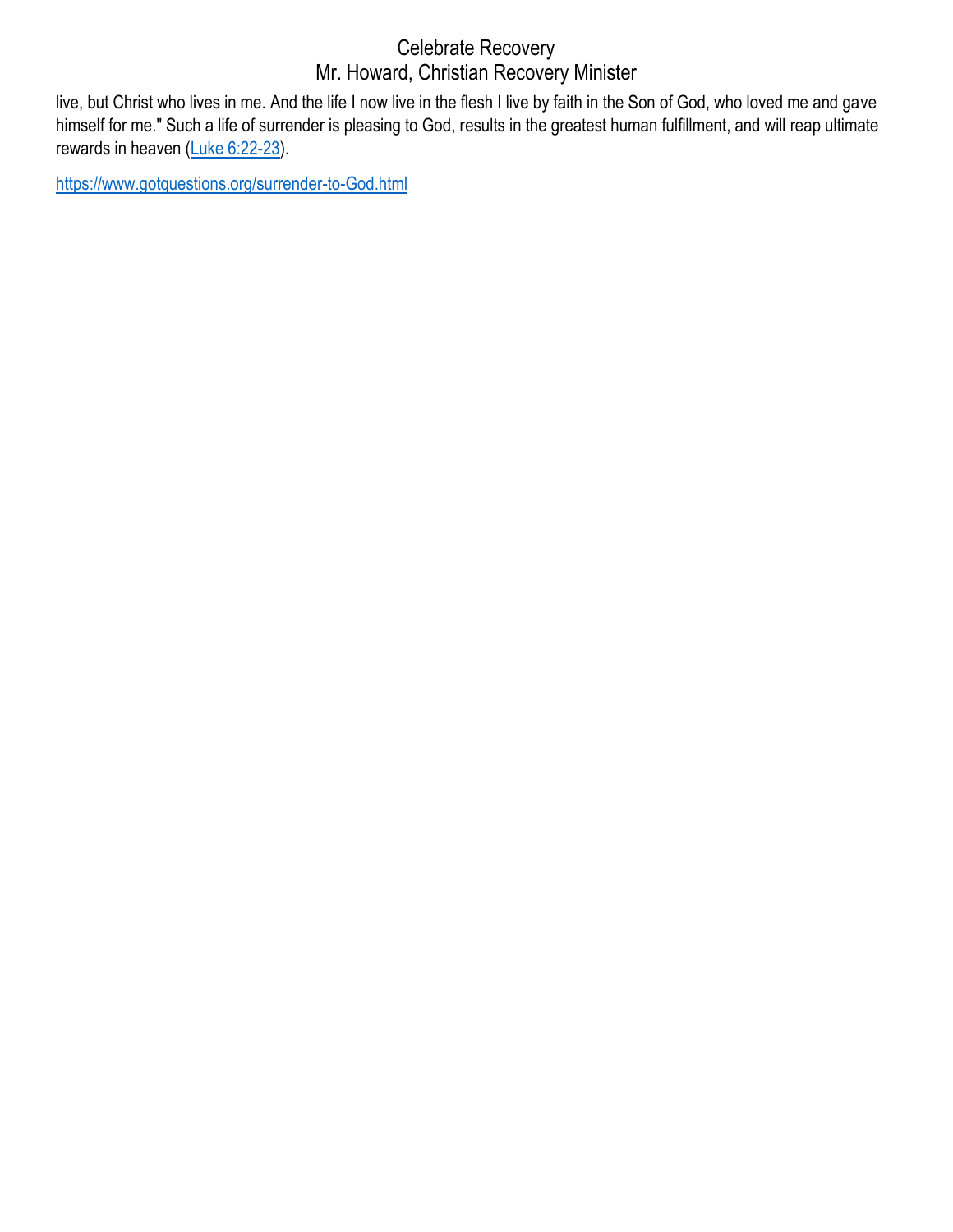live, but Christ who lives in me. And the life I now live in the flesh I live by faith in the Son of God, who loved me and gave himself for me." Such a life of surrender is pleasing to God, results in the greatest human fulfillment, and will reap ultimate rewards in heaven ([Luke 6:22-23](Luke 6:22-23)).

[https://www.gotquestions.org/surrender-to-God.html](https://www.gotquestions.org/surrender-to-God.html)